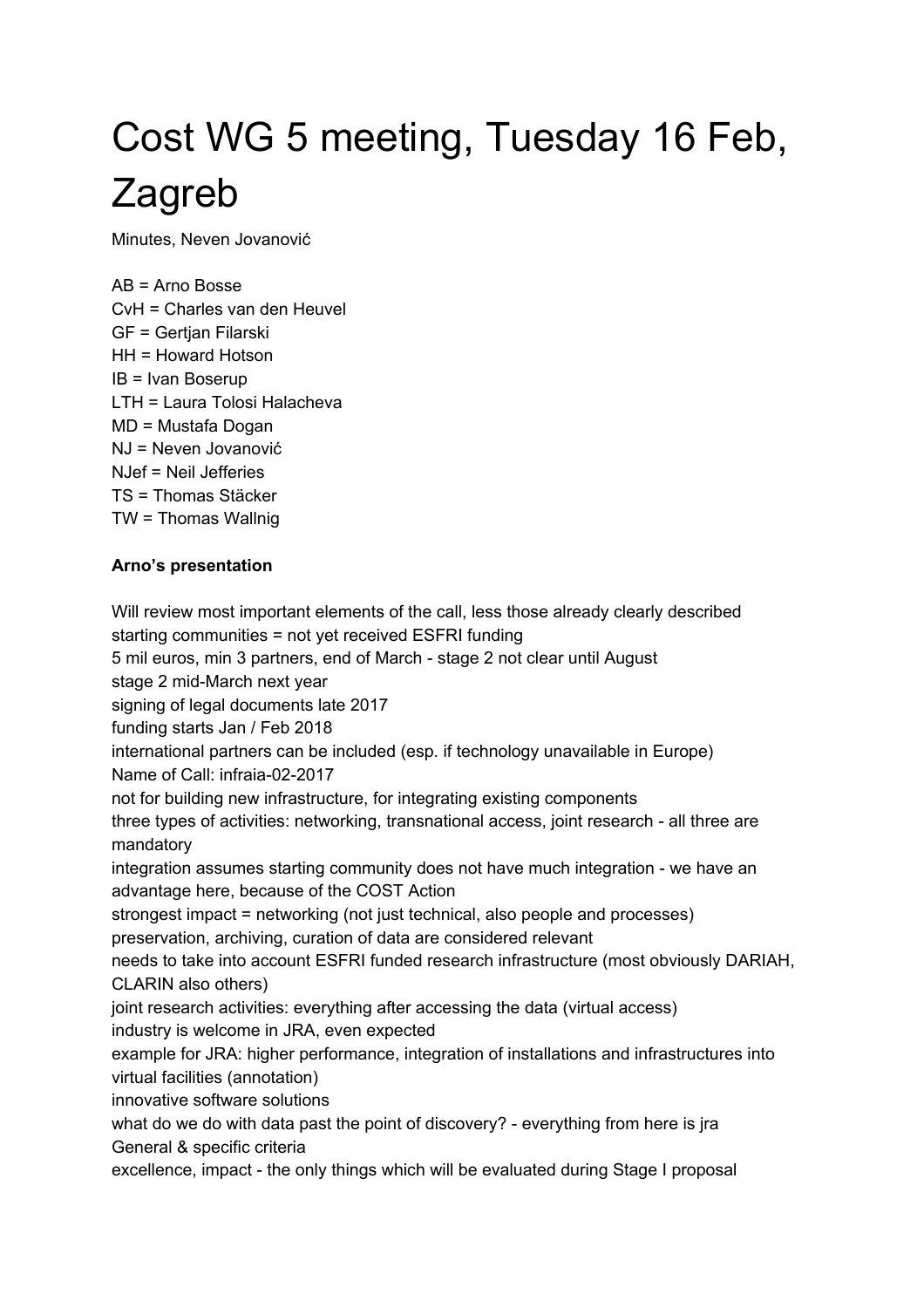# Cost WG 5 meeting, Tuesday 16 Feb, Zagreb

Minutes, Neven Jovanović

AB = Arno Bosse
CvH = Charles van den Heuvel
GF = Gertjan Filarski
HH = Howard Hotson
IB = Ivan Boserup
LTH = Laura Tolosi Halacheva
MD = Mustafa Dogan
NJ = Neven Jovanović
NJef = Neil Jefferies
TS = Thomas Stäcker
TW = Thomas Wallnig

**Arno's presentation**

Will review most important elements of the call, less those already clearly described
starting communities = not yet received ESFRI funding
5 mil euros, min 3 partners, end of March - stage 2 not clear until August
stage 2 mid-March next year
signing of legal documents late 2017
funding starts Jan / Feb 2018
international partners can be included (esp. if technology unavailable in Europe)
Name of Call: infraia-02-2017
not for building new infrastructure, for integrating existing components
three types of activities: networking, transnational access, joint research - all three are mandatory
integration assumes starting community does not have much integration - we have an advantage here, because of the COST Action
strongest impact = networking (not just technical, also people and processes)
preservation, archiving, curation of data are considered relevant
needs to take into account ESFRI funded research infrastructure (most obviously DARIAH, CLARIN also others)
joint research activities: everything after accessing the data (virtual access)
industry is welcome in JRA, even expected
example for JRA: higher performance, integration of installations and infrastructures into virtual facilities (annotation)
innovative software solutions
what do we do with data past the point of discovery? - everything from here is jra
General & specific criteria
excellence, impact - the only things which will be evaluated during Stage I proposal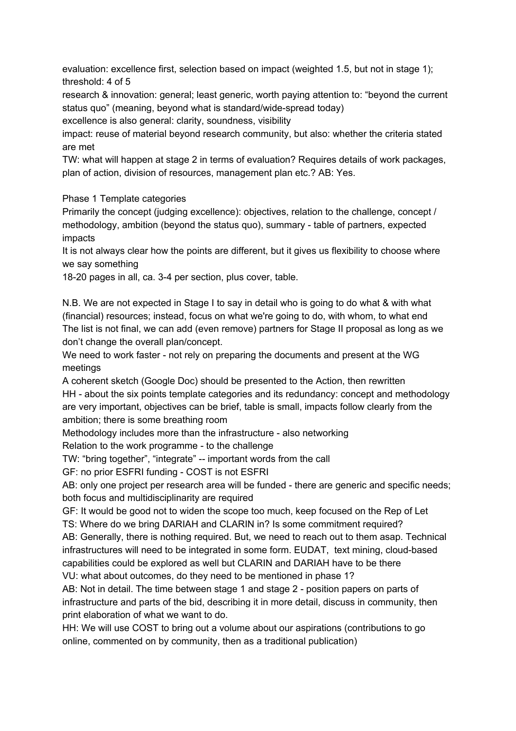evaluation: excellence first, selection based on impact (weighted 1.5, but not in stage 1); threshold: 4 of 5

research & innovation: general; least generic, worth paying attention to: "beyond the current status quo" (meaning, beyond what is standard/wide-spread today)

excellence is also general: clarity, soundness, visibility

impact: reuse of material beyond research community, but also: whether the criteria stated are met

TW: what will happen at stage 2 in terms of evaluation? Requires details of work packages, plan of action, division of resources, management plan etc.? AB: Yes.

Phase 1 Template categories

Primarily the concept (judging excellence): objectives, relation to the challenge, concept / methodology, ambition (beyond the status quo), summary - table of partners, expected impacts

It is not always clear how the points are different, but it gives us flexibility to choose where we say something

18-20 pages in all, ca. 3-4 per section, plus cover, table.

N.B. We are not expected in Stage I to say in detail who is going to do what & with what (financial) resources; instead, focus on what we're going to do, with whom, to what end

The list is not final, we can add (even remove) partners for Stage II proposal as long as we don't change the overall plan/concept.

We need to work faster - not rely on preparing the documents and present at the WG meetings

A coherent sketch (Google Doc) should be presented to the Action, then rewritten

HH - about the six points template categories and its redundancy: concept and methodology are very important, objectives can be brief, table is small, impacts follow clearly from the ambition; there is some breathing room

Methodology includes more than the infrastructure - also networking

Relation to the work programme - to the challenge

TW: "bring together", "integrate" -- important words from the call

GF: no prior ESFRI funding - COST is not ESFRI

AB: only one project per research area will be funded - there are generic and specific needs; both focus and multidisciplinarity are required

GF: It would be good not to widen the scope too much, keep focused on the Rep of Let

TS: Where do we bring DARIAH and CLARIN in? Is some commitment required?

AB: Generally, there is nothing required. But, we need to reach out to them asap. Technical infrastructures will need to be integrated in some form. EUDAT, text mining, cloud-based capabilities could be explored as well but CLARIN and DARIAH have to be there

VU: what about outcomes, do they need to be mentioned in phase 1?

AB: Not in detail. The time between stage 1 and stage 2 - position papers on parts of infrastructure and parts of the bid, describing it in more detail, discuss in community, then print elaboration of what we want to do.

HH: We will use COST to bring out a volume about our aspirations (contributions to go online, commented on by community, then as a traditional publication)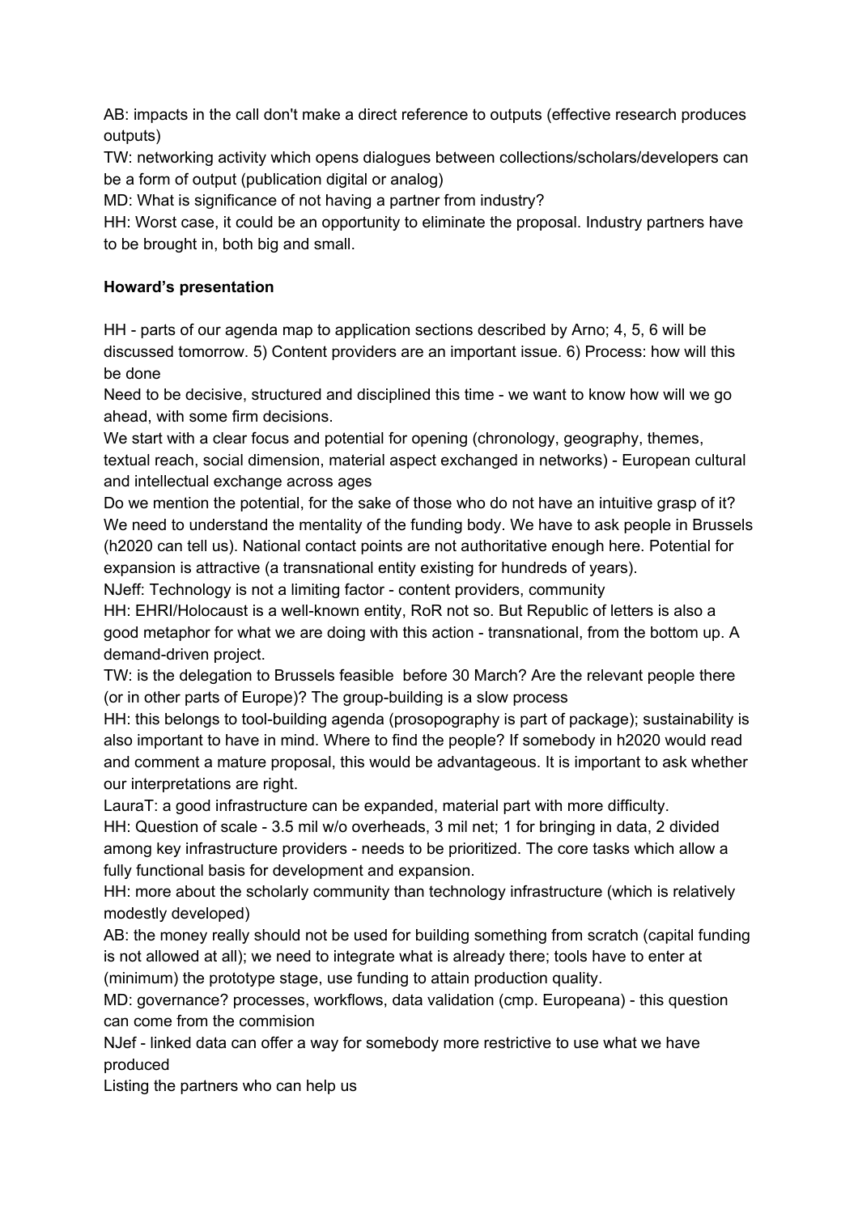AB: impacts in the call don't make a direct reference to outputs (effective research produces outputs)
TW: networking activity which opens dialogues between collections/scholars/developers can be a form of output (publication digital or analog)
MD: What is significance of not having a partner from industry?
HH: Worst case, it could be an opportunity to eliminate the proposal. Industry partners have to be brought in, both big and small.

**Howard's presentation**

HH - parts of our agenda map to application sections described by Arno; 4, 5, 6 will be discussed tomorrow. 5) Content providers are an important issue. 6) Process: how will this be done
Need to be decisive, structured and disciplined this time - we want to know how will we go ahead, with some firm decisions.
We start with a clear focus and potential for opening (chronology, geography, themes, textual reach, social dimension, material aspect exchanged in networks) - European cultural and intellectual exchange across ages
Do we mention the potential, for the sake of those who do not have an intuitive grasp of it? We need to understand the mentality of the funding body. We have to ask people in Brussels (h2020 can tell us). National contact points are not authoritative enough here. Potential for expansion is attractive (a transnational entity existing for hundreds of years).
NJeff: Technology is not a limiting factor - content providers, community
HH: EHRI/Holocaust is a well-known entity, RoR not so. But Republic of letters is also a good metaphor for what we are doing with this action - transnational, from the bottom up. A demand-driven project.
TW: is the delegation to Brussels feasible before 30 March? Are the relevant people there (or in other parts of Europe)? The group-building is a slow process
HH: this belongs to tool-building agenda (prosopography is part of package); sustainability is also important to have in mind. Where to find the people? If somebody in h2020 would read and comment a mature proposal, this would be advantageous. It is important to ask whether our interpretations are right.
LauraT: a good infrastructure can be expanded, material part with more difficulty.
HH: Question of scale - 3.5 mil w/o overheads, 3 mil net; 1 for bringing in data, 2 divided among key infrastructure providers - needs to be prioritized. The core tasks which allow a fully functional basis for development and expansion.
HH: more about the scholarly community than technology infrastructure (which is relatively modestly developed)
AB: the money really should not be used for building something from scratch (capital funding is not allowed at all); we need to integrate what is already there; tools have to enter at (minimum) the prototype stage, use funding to attain production quality.
MD: governance? processes, workflows, data validation (cmp. Europeana) - this question can come from the commision
NJef - linked data can offer a way for somebody more restrictive to use what we have produced
Listing the partners who can help us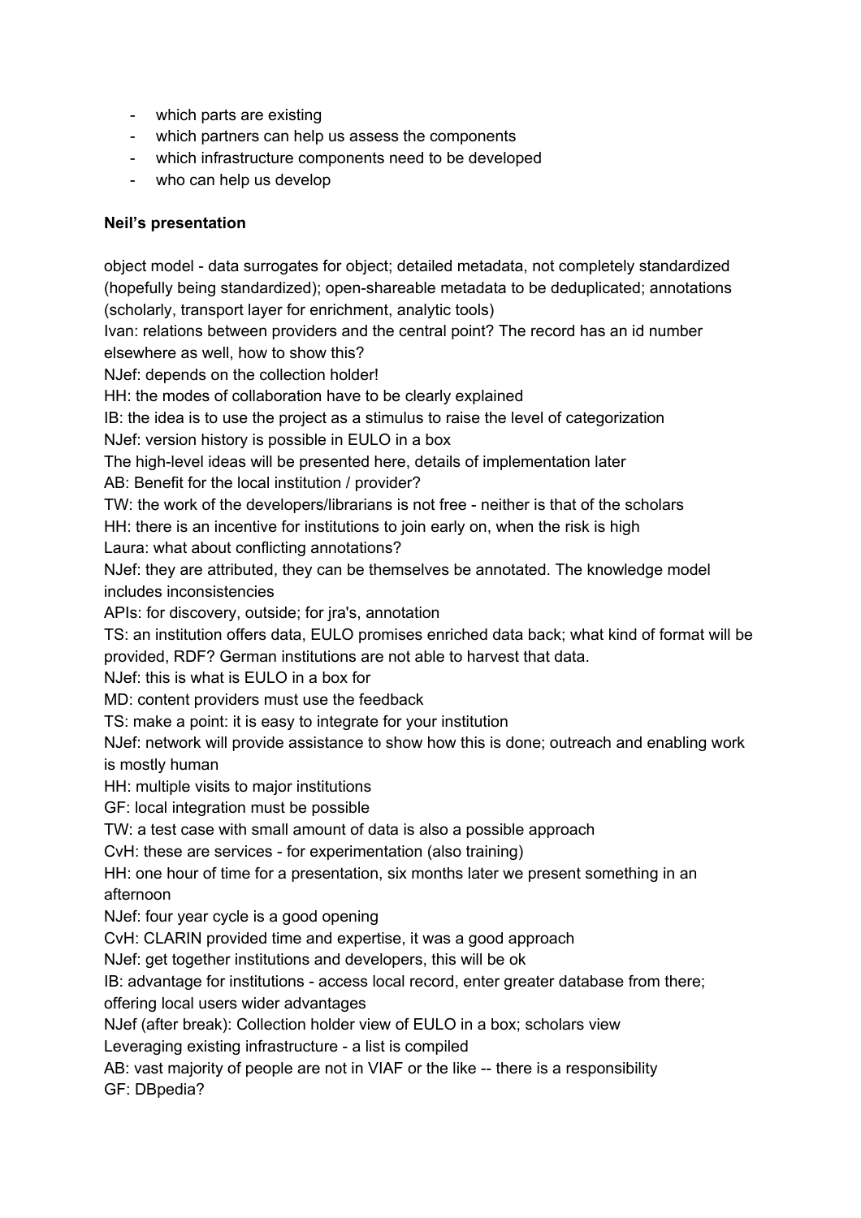- which parts are existing
- which partners can help us assess the components
- which infrastructure components need to be developed
- who can help us develop

**Neil's presentation**

object model - data surrogates for object; detailed metadata, not completely standardized (hopefully being standardized); open-shareable metadata to be deduplicated; annotations (scholarly, transport layer for enrichment, analytic tools)

Ivan: relations between providers and the central point? The record has an id number elsewhere as well, how to show this?

NJef: depends on the collection holder!

HH: the modes of collaboration have to be clearly explained

IB: the idea is to use the project as a stimulus to raise the level of categorization

NJef: version history is possible in EULO in a box

The high-level ideas will be presented here, details of implementation later

AB: Benefit for the local institution / provider?

TW: the work of the developers/librarians is not free - neither is that of the scholars

HH: there is an incentive for institutions to join early on, when the risk is high

Laura: what about conflicting annotations?

NJef: they are attributed, they can be themselves be annotated. The knowledge model includes inconsistencies

APIs: for discovery, outside; for jra's, annotation

TS: an institution offers data, EULO promises enriched data back; what kind of format will be provided, RDF? German institutions are not able to harvest that data.

NJef: this is what is EULO in a box for

MD: content providers must use the feedback

TS: make a point: it is easy to integrate for your institution

NJef: network will provide assistance to show how this is done; outreach and enabling work is mostly human

HH: multiple visits to major institutions

GF: local integration must be possible

TW: a test case with small amount of data is also a possible approach

CvH: these are services - for experimentation (also training)

HH: one hour of time for a presentation, six months later we present something in an afternoon

NJef: four year cycle is a good opening

CvH: CLARIN provided time and expertise, it was a good approach

NJef: get together institutions and developers, this will be ok

IB: advantage for institutions - access local record, enter greater database from there; offering local users wider advantages

NJef (after break): Collection holder view of EULO in a box; scholars view

Leveraging existing infrastructure - a list is compiled

AB: vast majority of people are not in VIAF or the like -- there is a responsibility

GF: DBpedia?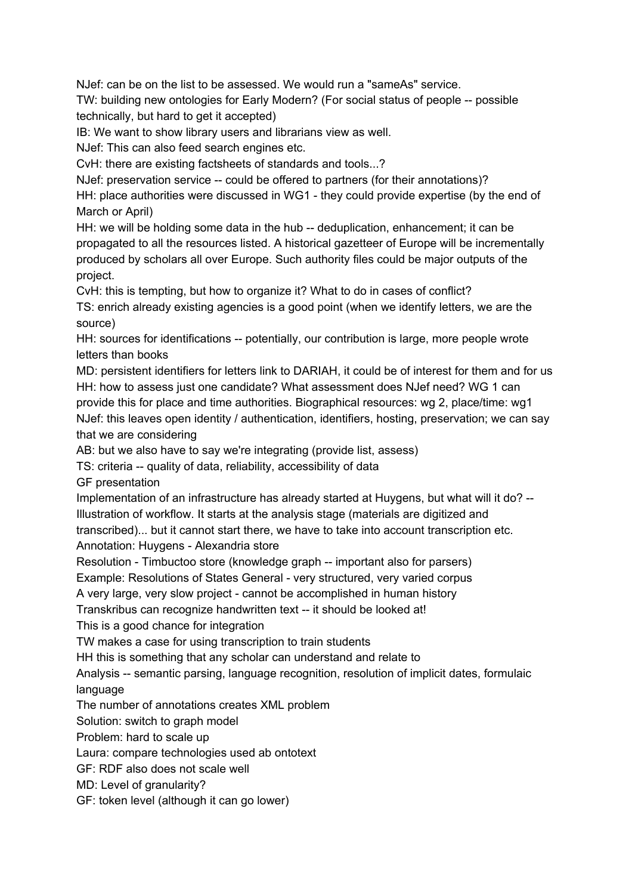NJef: can be on the list to be assessed. We would run a "sameAs" service.
TW: building new ontologies for Early Modern? (For social status of people -- possible technically, but hard to get it accepted)
IB: We want to show library users and librarians view as well.
NJef: This can also feed search engines etc.
CvH: there are existing factsheets of standards and tools...?
NJef: preservation service -- could be offered to partners (for their annotations)?
HH: place authorities were discussed in WG1 - they could provide expertise (by the end of March or April)
HH: we will be holding some data in the hub -- deduplication, enhancement; it can be propagated to all the resources listed. A historical gazetteer of Europe will be incrementally produced by scholars all over Europe. Such authority files could be major outputs of the project.
CvH: this is tempting, but how to organize it? What to do in cases of conflict?
TS: enrich already existing agencies is a good point (when we identify letters, we are the source)
HH: sources for identifications -- potentially, our contribution is large, more people wrote letters than books
MD: persistent identifiers for letters link to DARIAH, it could be of interest for them and for us
HH: how to assess just one candidate? What assessment does NJef need? WG 1 can provide this for place and time authorities. Biographical resources: wg 2, place/time: wg1
NJef: this leaves open identity / authentication, identifiers, hosting, preservation; we can say that we are considering
AB: but we also have to say we're integrating (provide list, assess)
TS: criteria -- quality of data, reliability, accessibility of data
GF presentation
Implementation of an infrastructure has already started at Huygens, but what will it do? -- Illustration of workflow. It starts at the analysis stage (materials are digitized and transcribed)... but it cannot start there, we have to take into account transcription etc.
Annotation: Huygens - Alexandria store
Resolution - Timbuctoo store (knowledge graph -- important also for parsers)
Example: Resolutions of States General - very structured, very varied corpus
A very large, very slow project - cannot be accomplished in human history
Transkribus can recognize handwritten text -- it should be looked at!
This is a good chance for integration
TW makes a case for using transcription to train students
HH this is something that any scholar can understand and relate to
Analysis -- semantic parsing, language recognition, resolution of implicit dates, formulaic language
The number of annotations creates XML problem
Solution: switch to graph model
Problem: hard to scale up
Laura: compare technologies used ab ontotext
GF: RDF also does not scale well
MD: Level of granularity?
GF: token level (although it can go lower)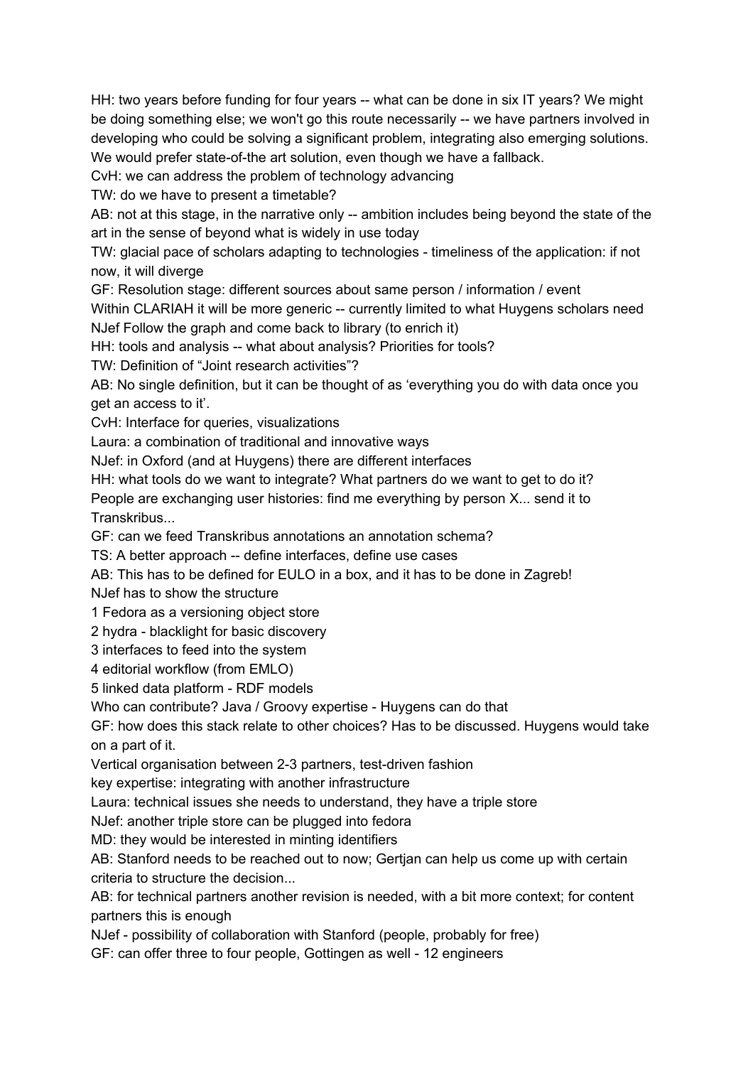HH: two years before funding for four years -- what can be done in six IT years? We might be doing something else; we won't go this route necessarily -- we have partners involved in developing who could be solving a significant problem, integrating also emerging solutions. We would prefer state-of-the art solution, even though we have a fallback.

CvH: we can address the problem of technology advancing

TW: do we have to present a timetable?

AB: not at this stage, in the narrative only -- ambition includes being beyond the state of the art in the sense of beyond what is widely in use today

TW: glacial pace of scholars adapting to technologies - timeliness of the application: if not now, it will diverge

GF: Resolution stage: different sources about same person / information / event

Within CLARIAH it will be more generic -- currently limited to what Huygens scholars need

NJef Follow the graph and come back to library (to enrich it)

HH: tools and analysis -- what about analysis? Priorities for tools?

TW: Definition of "Joint research activities"?

AB: No single definition, but it can be thought of as 'everything you do with data once you get an access to it'.

CvH: Interface for queries, visualizations

Laura: a combination of traditional and innovative ways

NJef: in Oxford (and at Huygens) there are different interfaces

HH: what tools do we want to integrate? What partners do we want to get to do it?

People are exchanging user histories: find me everything by person X... send it to Transkribus...

GF: can we feed Transkribus annotations an annotation schema?

TS: A better approach -- define interfaces, define use cases

AB: This has to be defined for EULO in a box, and it has to be done in Zagreb!

NJef has to show the structure

1 Fedora as a versioning object store

2 hydra - blacklight for basic discovery

3 interfaces to feed into the system

4 editorial workflow (from EMLO)

5 linked data platform - RDF models

Who can contribute? Java / Groovy expertise - Huygens can do that

GF: how does this stack relate to other choices? Has to be discussed. Huygens would take on a part of it.

Vertical organisation between 2-3 partners, test-driven fashion

key expertise: integrating with another infrastructure

Laura: technical issues she needs to understand, they have a triple store

NJef: another triple store can be plugged into fedora

MD: they would be interested in minting identifiers

AB: Stanford needs to be reached out to now; Gertjan can help us come up with certain criteria to structure the decision...

AB: for technical partners another revision is needed, with a bit more context; for content partners this is enough

NJef - possibility of collaboration with Stanford (people, probably for free)

GF: can offer three to four people, Gottingen as well - 12 engineers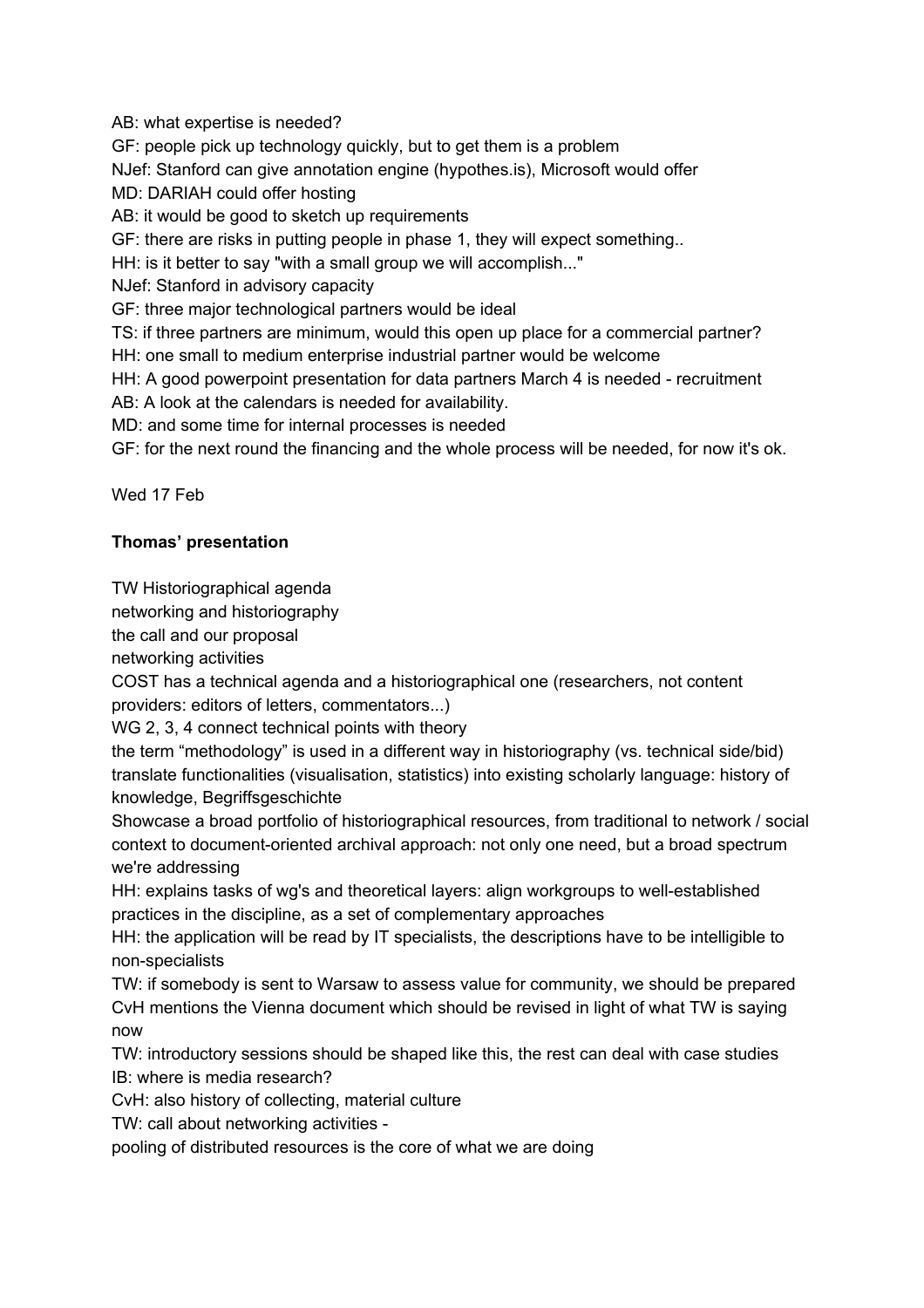AB: what expertise is needed?

GF: people pick up technology quickly, but to get them is a problem

NJef: Stanford can give annotation engine (hypothes.is), Microsoft would offer

MD: DARIAH could offer hosting

AB: it would be good to sketch up requirements

GF: there are risks in putting people in phase 1, they will expect something..

HH: is it better to say "with a small group we will accomplish..."

NJef: Stanford in advisory capacity

GF: three major technological partners would be ideal

TS: if three partners are minimum, would this open up place for a commercial partner?

HH: one small to medium enterprise industrial partner would be welcome

HH: A good powerpoint presentation for data partners March 4 is needed - recruitment

AB: A look at the calendars is needed for availability.

MD: and some time for internal processes is needed

GF: for the next round the financing and the whole process will be needed, for now it's ok.

Wed 17 Feb

**Thomas' presentation**

TW Historiographical agenda

networking and historiography

the call and our proposal

networking activities

COST has a technical agenda and a historiographical one (researchers, not content providers: editors of letters, commentators...)

WG 2, 3, 4 connect technical points with theory

the term "methodology" is used in a different way in historiography (vs. technical side/bid)

translate functionalities (visualisation, statistics) into existing scholarly language: history of knowledge, Begriffsgeschichte

Showcase a broad portfolio of historiographical resources, from traditional to network / social context to document-oriented archival approach: not only one need, but a broad spectrum we're addressing

HH: explains tasks of wg's and theoretical layers: align workgroups to well-established practices in the discipline, as a set of complementary approaches

HH: the application will be read by IT specialists, the descriptions have to be intelligible to non-specialists

TW: if somebody is sent to Warsaw to assess value for community, we should be prepared

CvH mentions the Vienna document which should be revised in light of what TW is saying now

TW: introductory sessions should be shaped like this, the rest can deal with case studies

IB: where is media research?

CvH: also history of collecting, material culture

TW: call about networking activities -

pooling of distributed resources is the core of what we are doing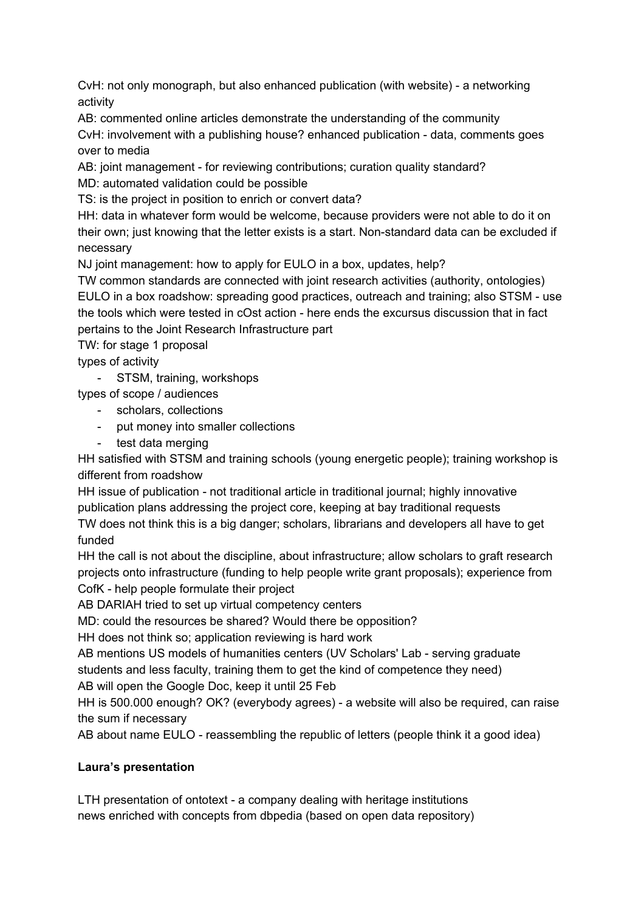CvH: not only monograph, but also enhanced publication (with website) - a networking activity

AB: commented online articles demonstrate the understanding of the community

CvH: involvement with a publishing house? enhanced publication - data, comments goes over to media

AB: joint management - for reviewing contributions; curation quality standard?

MD: automated validation could be possible

TS: is the project in position to enrich or convert data?

HH: data in whatever form would be welcome, because providers were not able to do it on their own; just knowing that the letter exists is a start. Non-standard data can be excluded if necessary

NJ joint management: how to apply for EULO in a box, updates, help?

TW common standards are connected with joint research activities (authority, ontologies) EULO in a box roadshow: spreading good practices, outreach and training; also STSM - use the tools which were tested in cOst action - here ends the excursus discussion that in fact pertains to the Joint Research Infrastructure part

TW: for stage 1 proposal

types of activity

- STSM, training, workshops

types of scope / audiences

- scholars, collections
- put money into smaller collections
- test data merging

HH satisfied with STSM and training schools (young energetic people); training workshop is different from roadshow

HH issue of publication - not traditional article in traditional journal; highly innovative publication plans addressing the project core, keeping at bay traditional requests

TW does not think this is a big danger; scholars, librarians and developers all have to get funded

HH the call is not about the discipline, about infrastructure; allow scholars to graft research projects onto infrastructure (funding to help people write grant proposals); experience from CofK - help people formulate their project

AB DARIAH tried to set up virtual competency centers

MD: could the resources be shared? Would there be opposition?

HH does not think so; application reviewing is hard work

AB mentions US models of humanities centers (UV Scholars' Lab - serving graduate students and less faculty, training them to get the kind of competence they need)

AB will open the Google Doc, keep it until 25 Feb

HH is 500.000 enough? OK? (everybody agrees) - a website will also be required, can raise the sum if necessary

AB about name EULO - reassembling the republic of letters (people think it a good idea)

**Laura's presentation**

LTH presentation of ontotext - a company dealing with heritage institutions
news enriched with concepts from dbpedia (based on open data repository)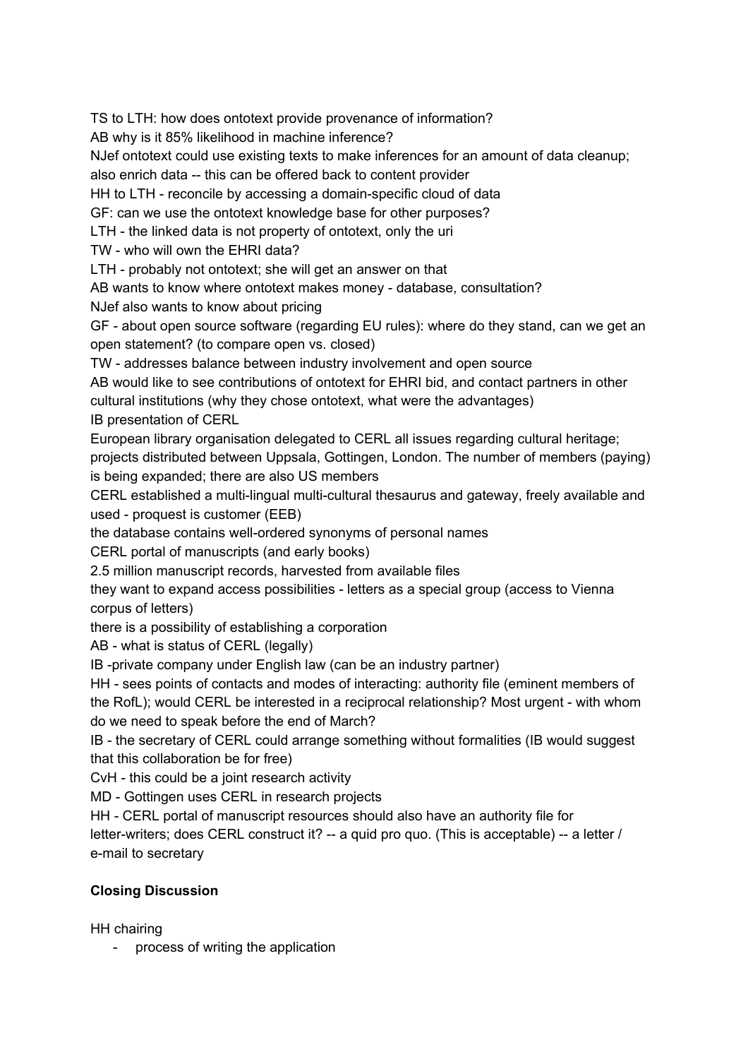TS to LTH: how does ontotext provide provenance of information?

AB why is it 85% likelihood in machine inference?

NJef ontotext could use existing texts to make inferences for an amount of data cleanup; also enrich data -- this can be offered back to content provider

HH to LTH - reconcile by accessing a domain-specific cloud of data

GF: can we use the ontotext knowledge base for other purposes?

LTH - the linked data is not property of ontotext, only the uri

TW - who will own the EHRI data?

LTH - probably not ontotext; she will get an answer on that

AB wants to know where ontotext makes money - database, consultation?

NJef also wants to know about pricing

GF - about open source software (regarding EU rules): where do they stand, can we get an open statement? (to compare open vs. closed)

TW - addresses balance between industry involvement and open source

AB would like to see contributions of ontotext for EHRI bid, and contact partners in other cultural institutions (why they chose ontotext, what were the advantages)

IB presentation of CERL

European library organisation delegated to CERL all issues regarding cultural heritage; projects distributed between Uppsala, Gottingen, London. The number of members (paying) is being expanded; there are also US members

CERL established a multi-lingual multi-cultural thesaurus and gateway, freely available and used - proquest is customer (EEB)

the database contains well-ordered synonyms of personal names

CERL portal of manuscripts (and early books)

2.5 million manuscript records, harvested from available files

they want to expand access possibilities - letters as a special group (access to Vienna corpus of letters)

there is a possibility of establishing a corporation

AB - what is status of CERL (legally)

IB -private company under English law (can be an industry partner)

HH - sees points of contacts and modes of interacting: authority file (eminent members of the RofL); would CERL be interested in a reciprocal relationship? Most urgent - with whom do we need to speak before the end of March?

IB - the secretary of CERL could arrange something without formalities (IB would suggest that this collaboration be for free)

CvH - this could be a joint research activity

MD - Gottingen uses CERL in research projects

HH - CERL portal of manuscript resources should also have an authority file for letter-writers; does CERL construct it? -- a quid pro quo. (This is acceptable) -- a letter / e-mail to secretary

**Closing Discussion**

HH chairing

- process of writing the application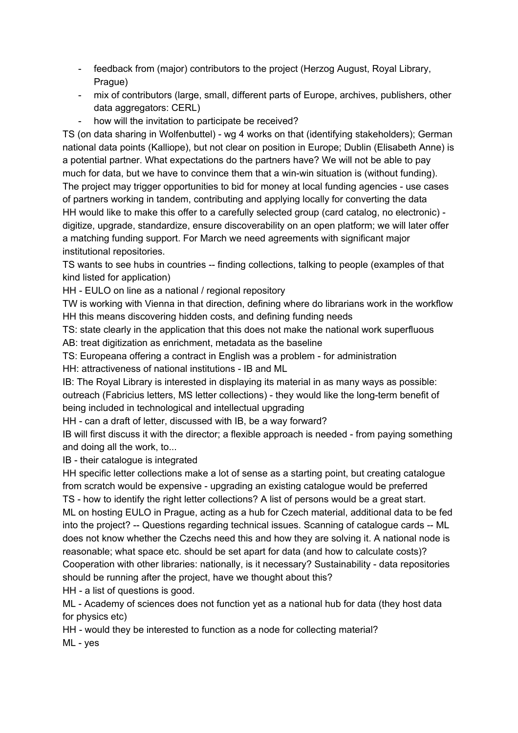- feedback from (major) contributors to the project (Herzog August, Royal Library, Prague)
- mix of contributors (large, small, different parts of Europe, archives, publishers, other data aggregators: CERL)
- how will the invitation to participate be received?

TS (on data sharing in Wolfenbuttel) - wg 4 works on that (identifying stakeholders); German national data points (Kalliope), but not clear on position in Europe; Dublin (Elisabeth Anne) is a potential partner. What expectations do the partners have? We will not be able to pay much for data, but we have to convince them that a win-win situation is (without funding). The project may trigger opportunities to bid for money at local funding agencies - use cases of partners working in tandem, contributing and applying locally for converting the data

HH would like to make this offer to a carefully selected group (card catalog, no electronic) - digitize, upgrade, standardize, ensure discoverability on an open platform; we will later offer a matching funding support. For March we need agreements with significant major institutional repositories.

TS wants to see hubs in countries -- finding collections, talking to people (examples of that kind listed for application)

HH - EULO on line as a national / regional repository

TW is working with Vienna in that direction, defining where do librarians work in the workflow

HH this means discovering hidden costs, and defining funding needs

TS: state clearly in the application that this does not make the national work superfluous

AB: treat digitization as enrichment, metadata as the baseline

TS: Europeana offering a contract in English was a problem - for administration

HH: attractiveness of national institutions - IB and ML

IB: The Royal Library is interested in displaying its material in as many ways as possible: outreach (Fabricius letters, MS letter collections) - they would like the long-term benefit of being included in technological and intellectual upgrading

HH - can a draft of letter, discussed with IB, be a way forward?

IB will first discuss it with the director; a flexible approach is needed - from paying something and doing all the work, to...

IB - their catalogue is integrated

HH specific letter collections make a lot of sense as a starting point, but creating catalogue from scratch would be expensive - upgrading an existing catalogue would be preferred

TS - how to identify the right letter collections? A list of persons would be a great start.

ML on hosting EULO in Prague, acting as a hub for Czech material, additional data to be fed into the project? -- Questions regarding technical issues. Scanning of catalogue cards -- ML does not know whether the Czechs need this and how they are solving it. A national node is reasonable; what space etc. should be set apart for data (and how to calculate costs)? Cooperation with other libraries: nationally, is it necessary? Sustainability - data repositories should be running after the project, have we thought about this?

HH - a list of questions is good.

ML - Academy of sciences does not function yet as a national hub for data (they host data for physics etc)

HH - would they be interested to function as a node for collecting material?

ML - yes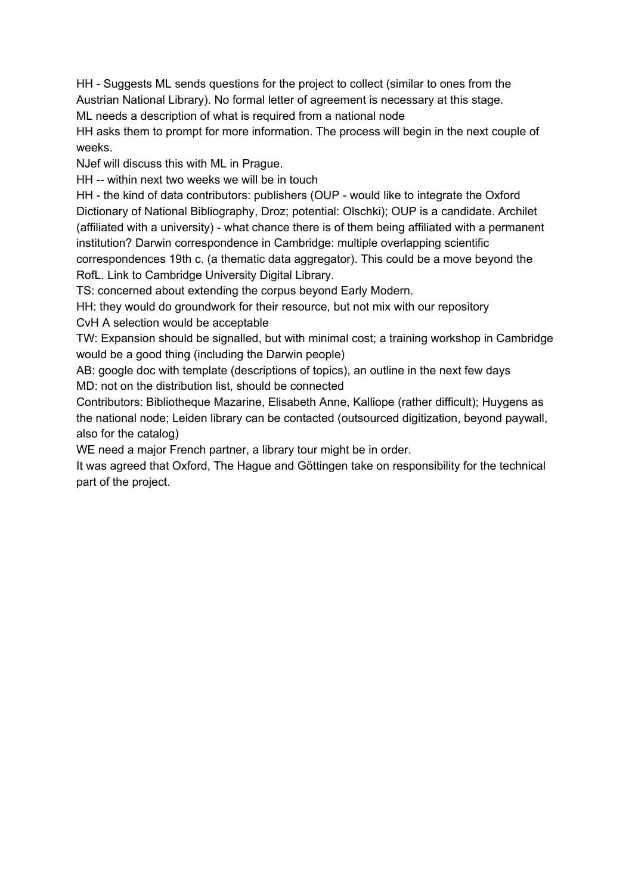HH - Suggests ML sends questions for the project to collect (similar to ones from the Austrian National Library). No formal letter of agreement is necessary at this stage.
ML needs a description of what is required from a national node
HH asks them to prompt for more information. The process will begin in the next couple of weeks.
NJef will discuss this with ML in Prague.
HH -- within next two weeks we will be in touch
HH - the kind of data contributors: publishers (OUP - would like to integrate the Oxford Dictionary of National Bibliography, Droz; potential: Olschki); OUP is a candidate. Archilet (affiliated with a university) - what chance there is of them being affiliated with a permanent institution? Darwin correspondence in Cambridge: multiple overlapping scientific correspondences 19th c. (a thematic data aggregator). This could be a move beyond the RofL. Link to Cambridge University Digital Library.
TS: concerned about extending the corpus beyond Early Modern.
HH: they would do groundwork for their resource, but not mix with our repository
CvH A selection would be acceptable
TW: Expansion should be signalled, but with minimal cost; a training workshop in Cambridge would be a good thing (including the Darwin people)
AB: google doc with template (descriptions of topics), an outline in the next few days
MD: not on the distribution list, should be connected
Contributors: Bibliotheque Mazarine, Elisabeth Anne, Kalliope (rather difficult); Huygens as the national node; Leiden library can be contacted (outsourced digitization, beyond paywall, also for the catalog)
WE need a major French partner, a library tour might be in order.
It was agreed that Oxford, The Hague and Göttingen take on responsibility for the technical part of the project.